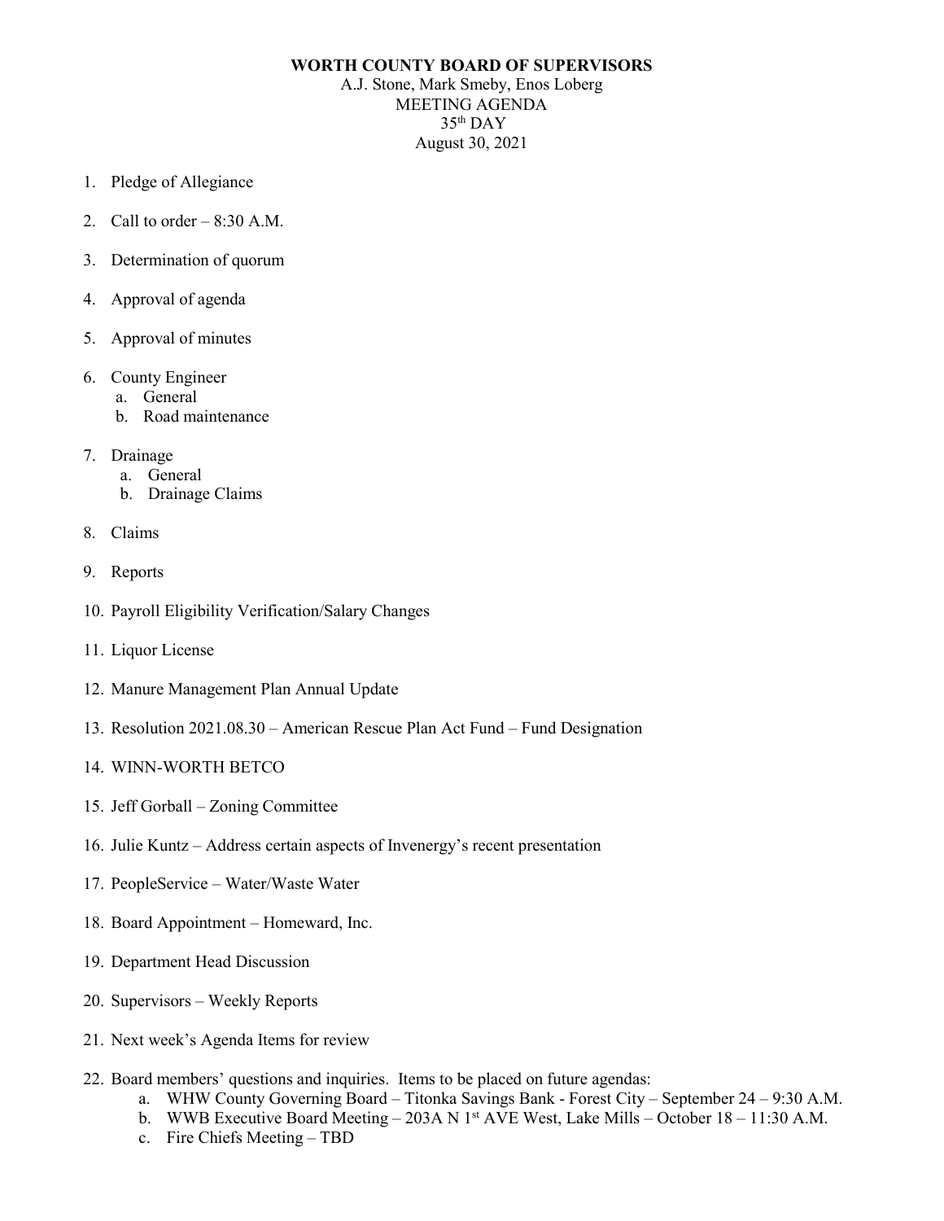# WORTH COUNTY BOARD OF SUPERVISORS

A.J. Stone, Mark Smeby, Enos Loberg
MEETING AGENDA
35th DAY
August 30, 2021

1. Pledge of Allegiance
2. Call to order – 8:30 A.M.
3. Determination of quorum
4. Approval of agenda
5. Approval of minutes
6. County Engineer
   a. General
   b. Road maintenance
7. Drainage
   a. General
   b. Drainage Claims
8. Claims
9. Reports
10. Payroll Eligibility Verification/Salary Changes
11. Liquor License
12. Manure Management Plan Annual Update
13. Resolution 2021.08.30 – American Rescue Plan Act Fund – Fund Designation
14. WINN-WORTH BETCO
15. Jeff Gorball – Zoning Committee
16. Julie Kuntz – Address certain aspects of Invenergy's recent presentation
17. PeopleService – Water/Waste Water
18. Board Appointment – Homeward, Inc.
19. Department Head Discussion
20. Supervisors – Weekly Reports
21. Next week's Agenda Items for review
22. Board members' questions and inquiries. Items to be placed on future agendas:
    a. WHW County Governing Board – Titonka Savings Bank - Forest City – September 24 – 9:30 A.M.
    b. WWB Executive Board Meeting – 203A N 1st AVE West, Lake Mills – October 18 – 11:30 A.M.
    c. Fire Chiefs Meeting – TBD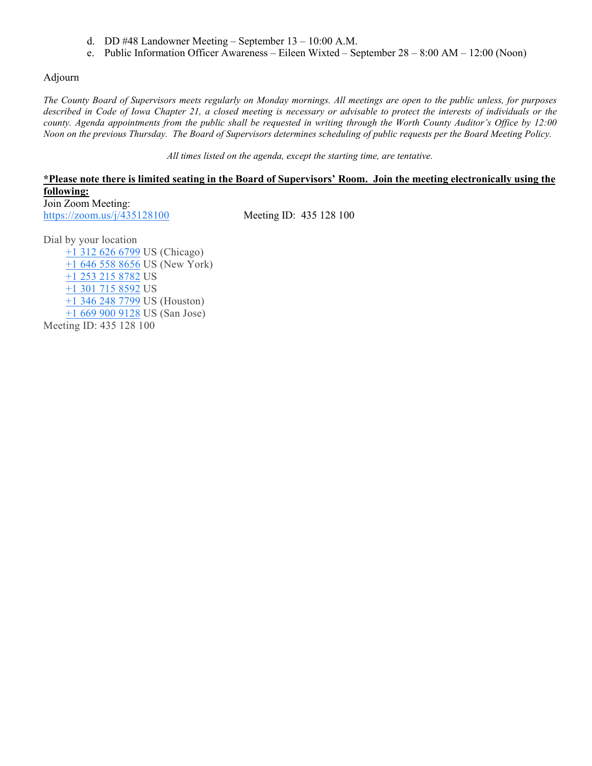d. DD #48 Landowner Meeting – September 13 – 10:00 A.M.
e. Public Information Officer Awareness – Eileen Wixted – September 28 – 8:00 AM – 12:00 (Noon)

Adjourn

*The County Board of Supervisors meets regularly on Monday mornings. All meetings are open to the public unless, for purposes described in Code of Iowa Chapter 21, a closed meeting is necessary or advisable to protect the interests of individuals or the county. Agenda appointments from the public shall be requested in writing through the Worth County Auditor's Office by 12:00 Noon on the previous Thursday. The Board of Supervisors determines scheduling of public requests per the Board Meeting Policy.*

*All times listed on the agenda, except the starting time, are tentative.*

**\*Please note there is limited seating in the Board of Supervisors' Room. Join the meeting electronically using the following:**

Join Zoom Meeting:
https://zoom.us/j/435128100 Meeting ID: 435 128 100

Dial by your location
- +1 312 626 6799 US (Chicago)
- +1 646 558 8656 US (New York)
- +1 253 215 8782 US
- +1 301 715 8592 US
- +1 346 248 7799 US (Houston)
- +1 669 900 9128 US (San Jose)

Meeting ID: 435 128 100